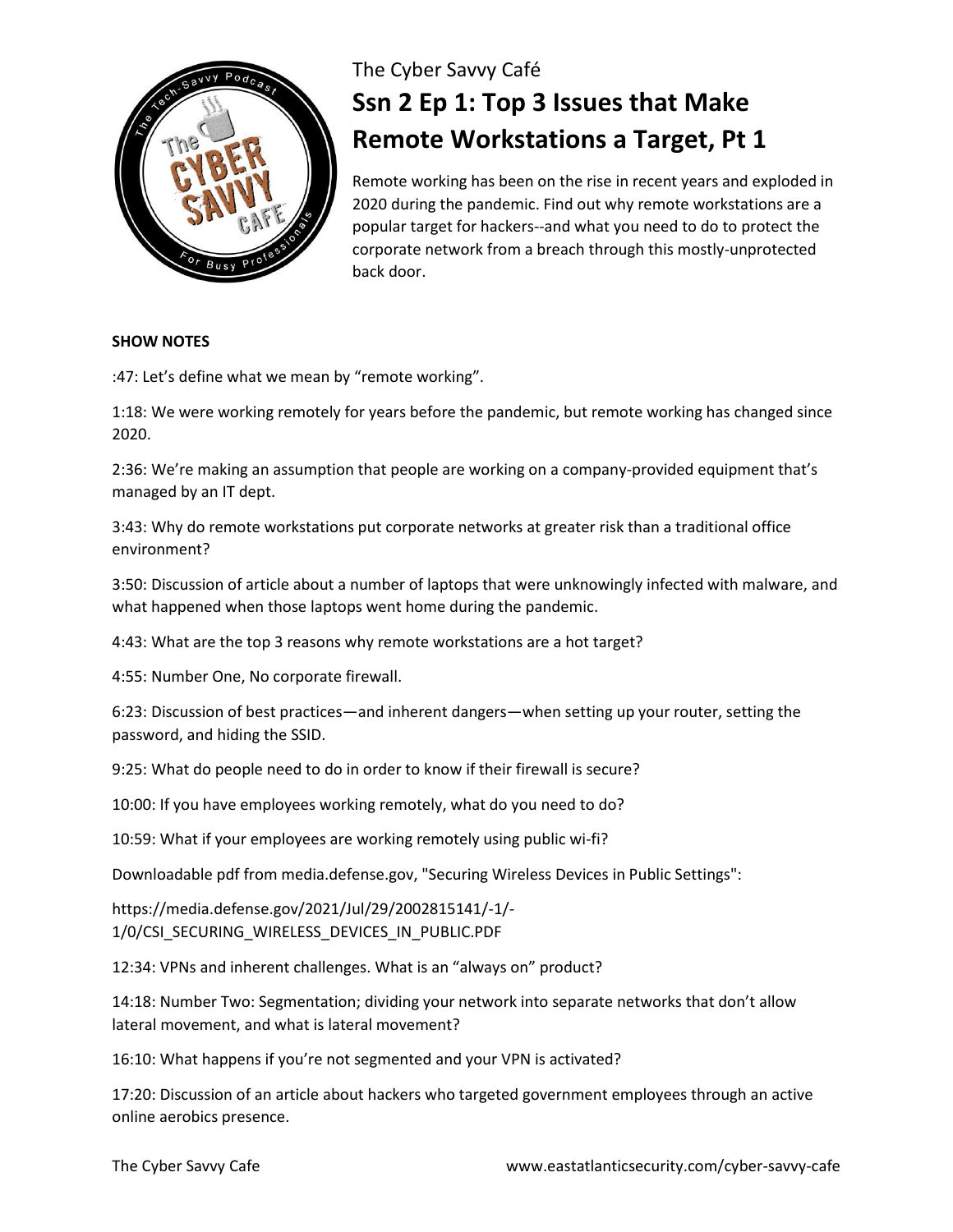The Cyber Savvy Café

# Ssn 2 Ep 1: Top 3 Issues that Make Remote Workstations a Target, Pt 1

Remote working has been on the rise in recent years and exploded in 2020 during the pandemic. Find out why remote workstations are a popular target for hackers--and what you need to do to protect the corporate network from a breach through this mostly-unprotected back door.

**SHOW NOTES**

:47: Let's define what we mean by "remote working".

1:18: We were working remotely for years before the pandemic, but remote working has changed since 2020.

2:36: We're making an assumption that people are working on a company-provided equipment that's managed by an IT dept.

3:43: Why do remote workstations put corporate networks at greater risk than a traditional office environment?

3:50: Discussion of article about a number of laptops that were unknowingly infected with malware, and what happened when those laptops went home during the pandemic.

4:43: What are the top 3 reasons why remote workstations are a hot target?

4:55: Number One, No corporate firewall.

6:23: Discussion of best practices—and inherent dangers—when setting up your router, setting the password, and hiding the SSID.

9:25: What do people need to do in order to know if their firewall is secure?

10:00: If you have employees working remotely, what do you need to do?

10:59: What if your employees are working remotely using public wi-fi?

Downloadable pdf from media.defense.gov, "Securing Wireless Devices in Public Settings":

https://media.defense.gov/2021/Jul/29/2002815141/-1/-1/0/CSI_SECURING_WIRELESS_DEVICES_IN_PUBLIC.PDF

12:34: VPNs and inherent challenges. What is an "always on" product?

14:18: Number Two: Segmentation; dividing your network into separate networks that don't allow lateral movement, and what is lateral movement?

16:10: What happens if you're not segmented and your VPN is activated?

17:20: Discussion of an article about hackers who targeted government employees through an active online aerobics presence.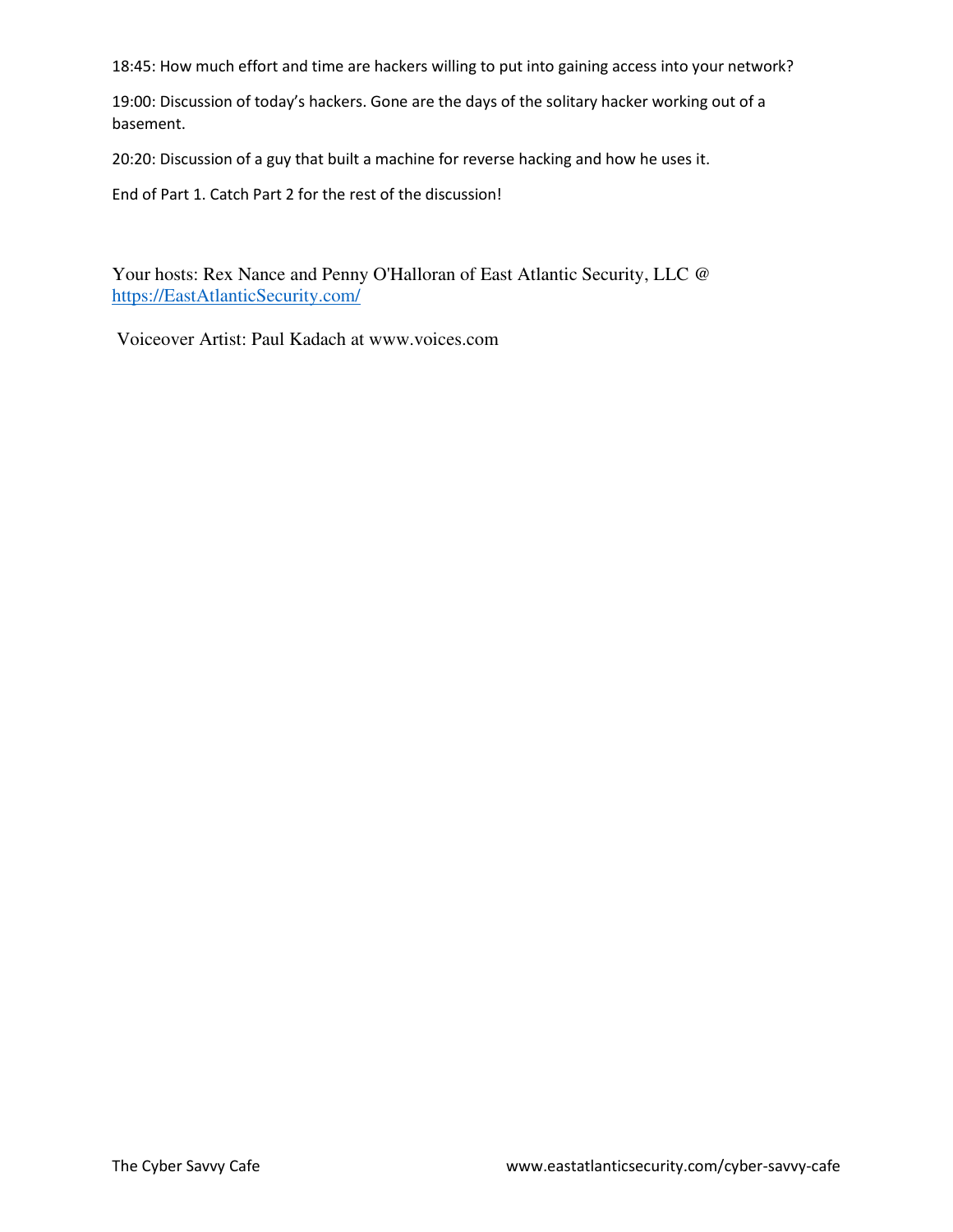18:45: How much effort and time are hackers willing to put into gaining access into your network?

19:00: Discussion of today's hackers. Gone are the days of the solitary hacker working out of a basement.

20:20: Discussion of a guy that built a machine for reverse hacking and how he uses it.

End of Part 1. Catch Part 2 for the rest of the discussion!

Your hosts: Rex Nance and Penny O'Halloran of East Atlantic Security, LLC @ [https://EastAtlanticSecurity.com/](https://EastAtlanticSecurity.com/)

Voiceover Artist: Paul Kadach at www.voices.com